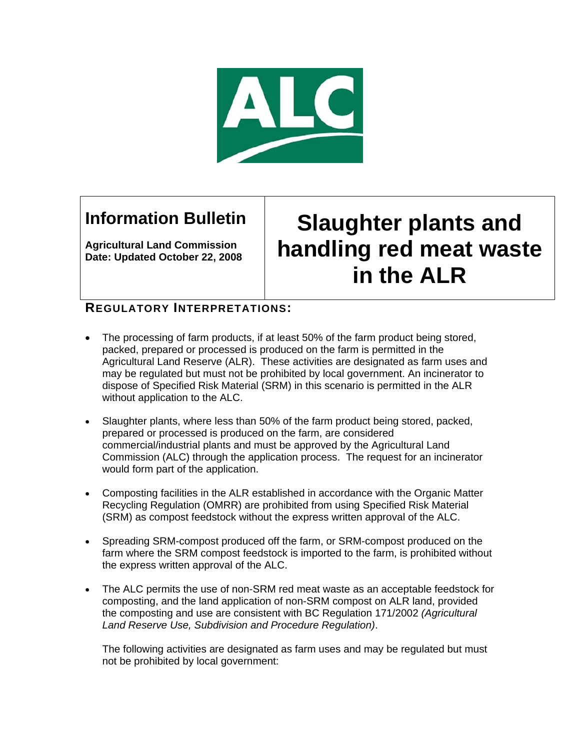ALC

# Information Bulletin

**Agricultural Land Commission**
**Date: Updated October 22, 2008**

# Slaughter plants and handling red meat waste in the ALR

## REGULATORY INTERPRETATIONS:

- The processing of farm products, if at least 50% of the farm product being stored, packed, prepared or processed is produced on the farm is permitted in the Agricultural Land Reserve (ALR). These activities are designated as farm uses and may be regulated but must not be prohibited by local government. An incinerator to dispose of Specified Risk Material (SRM) in this scenario is permitted in the ALR without application to the ALC.

- Slaughter plants, where less than 50% of the farm product being stored, packed, prepared or processed is produced on the farm, are considered commercial/industrial plants and must be approved by the Agricultural Land Commission (ALC) through the application process. The request for an incinerator would form part of the application.

- Composting facilities in the ALR established in accordance with the Organic Matter Recycling Regulation (OMRR) are prohibited from using Specified Risk Material (SRM) as compost feedstock without the express written approval of the ALC.

- Spreading SRM-compost produced off the farm, or SRM-compost produced on the farm where the SRM compost feedstock is imported to the farm, is prohibited without the express written approval of the ALC.

- The ALC permits the use of non-SRM red meat waste as an acceptable feedstock for composting, and the land application of non-SRM compost on ALR land, provided the composting and use are consistent with BC Regulation 171/2002 *(Agricultural Land Reserve Use, Subdivision and Procedure Regulation)*.

  The following activities are designated as farm uses and may be regulated but must not be prohibited by local government: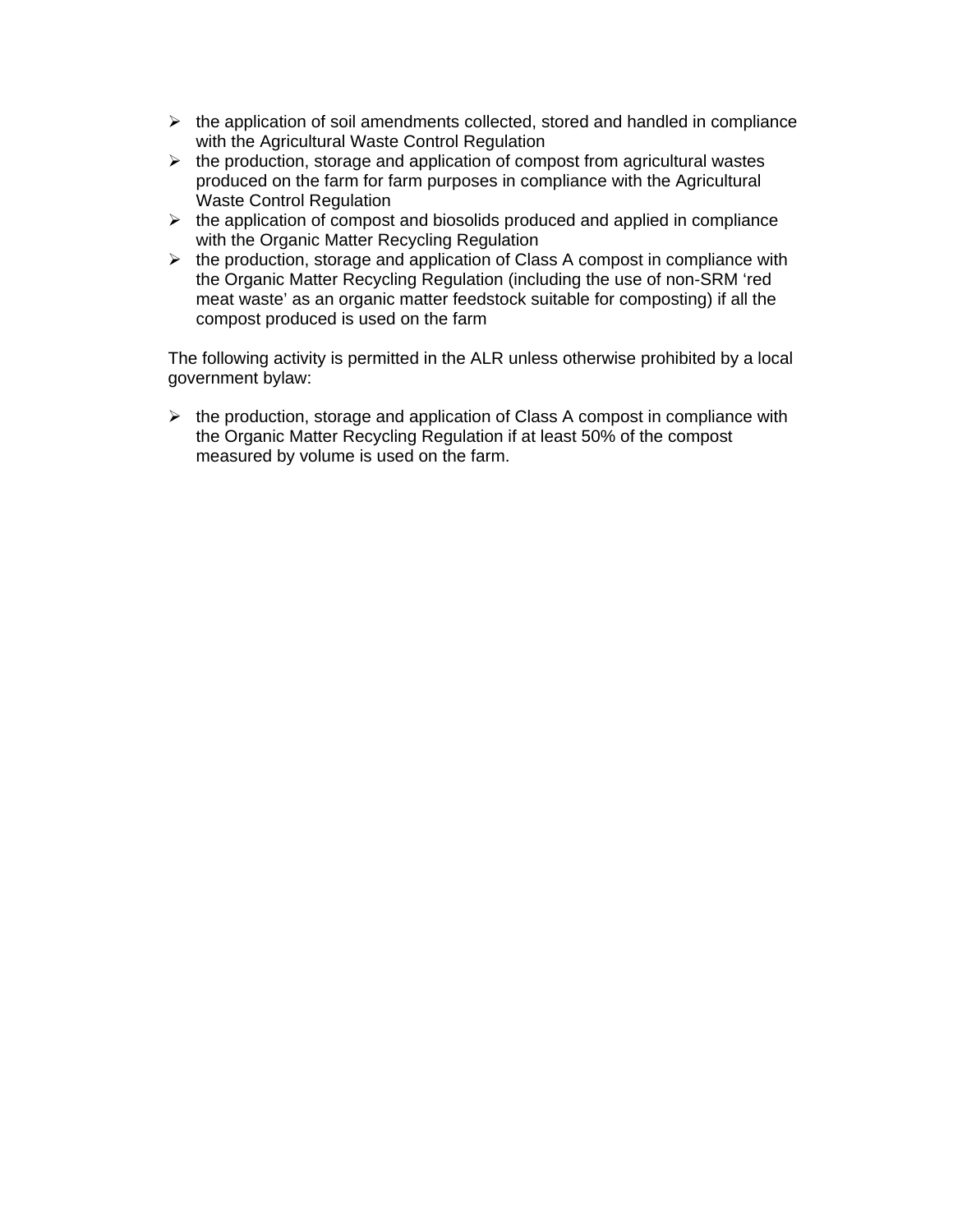- the application of soil amendments collected, stored and handled in compliance with the Agricultural Waste Control Regulation
- the production, storage and application of compost from agricultural wastes produced on the farm for farm purposes in compliance with the Agricultural Waste Control Regulation
- the application of compost and biosolids produced and applied in compliance with the Organic Matter Recycling Regulation
- the production, storage and application of Class A compost in compliance with the Organic Matter Recycling Regulation (including the use of non-SRM 'red meat waste' as an organic matter feedstock suitable for composting) if all the compost produced is used on the farm

The following activity is permitted in the ALR unless otherwise prohibited by a local government bylaw:

- the production, storage and application of Class A compost in compliance with the Organic Matter Recycling Regulation if at least 50% of the compost measured by volume is used on the farm.